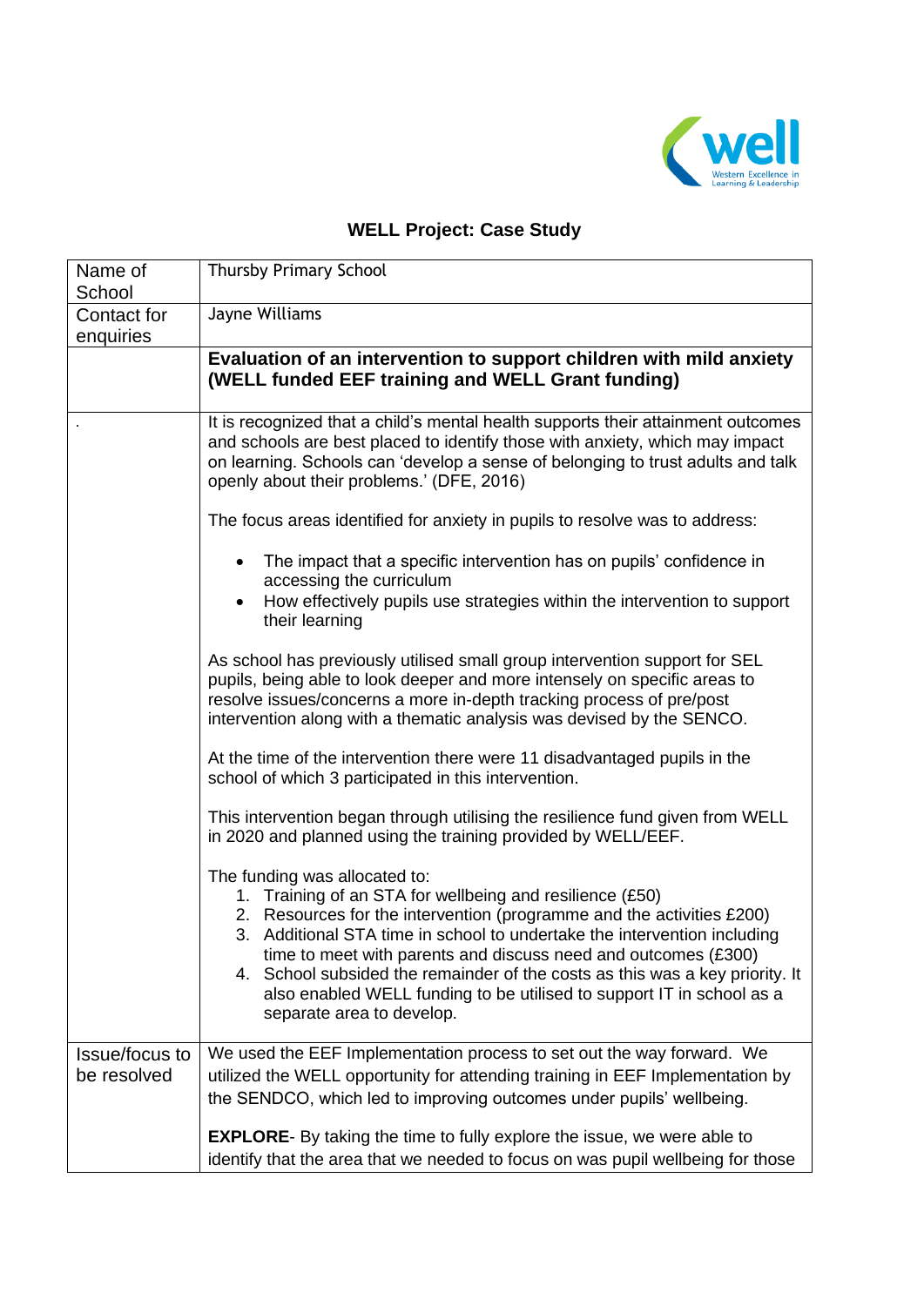# WELL Project: Case Study

| Name of School | Thursby Primary School |
|---|---|
| Contact for enquiries | Jayne Williams |
| | **Evaluation of an intervention to support children with mild anxiety (WELL funded EEF training and WELL Grant funding)** |
| . | It is recognized that a child's mental health supports their attainment outcomes and schools are best placed to identify those with anxiety, which may impact on learning. Schools can 'develop a sense of belonging to trust adults and talk openly about their problems.' (DFE, 2016)<br><br>The focus areas identified for anxiety in pupils to resolve was to address:<br><br>• The impact that a specific intervention has on pupils' confidence in accessing the curriculum<br>• How effectively pupils use strategies within the intervention to support their learning<br><br>As school has previously utilised small group intervention support for SEL pupils, being able to look deeper and more intensely on specific areas to resolve issues/concerns a more in-depth tracking process of pre/post intervention along with a thematic analysis was devised by the SENCO.<br><br>At the time of the intervention there were 11 disadvantaged pupils in the school of which 3 participated in this intervention.<br><br>This intervention began through utilising the resilience fund given from WELL in 2020 and planned using the training provided by WELL/EEF.<br><br>The funding was allocated to:<br>1. Training of an STA for wellbeing and resilience (£50)<br>2. Resources for the intervention (programme and the activities £200)<br>3. Additional STA time in school to undertake the intervention including time to meet with parents and discuss need and outcomes (£300)<br>4. School subsided the remainder of the costs as this was a key priority. It also enabled WELL funding to be utilised to support IT in school as a separate area to develop. |
| Issue/focus to be resolved | We used the EEF Implementation process to set out the way forward. We utilized the WELL opportunity for attending training in EEF Implementation by the SENDCO, which led to improving outcomes under pupils' wellbeing.<br><br>**EXPLORE**- By taking the time to fully explore the issue, we were able to identify that the area that we needed to focus on was pupil wellbeing for those |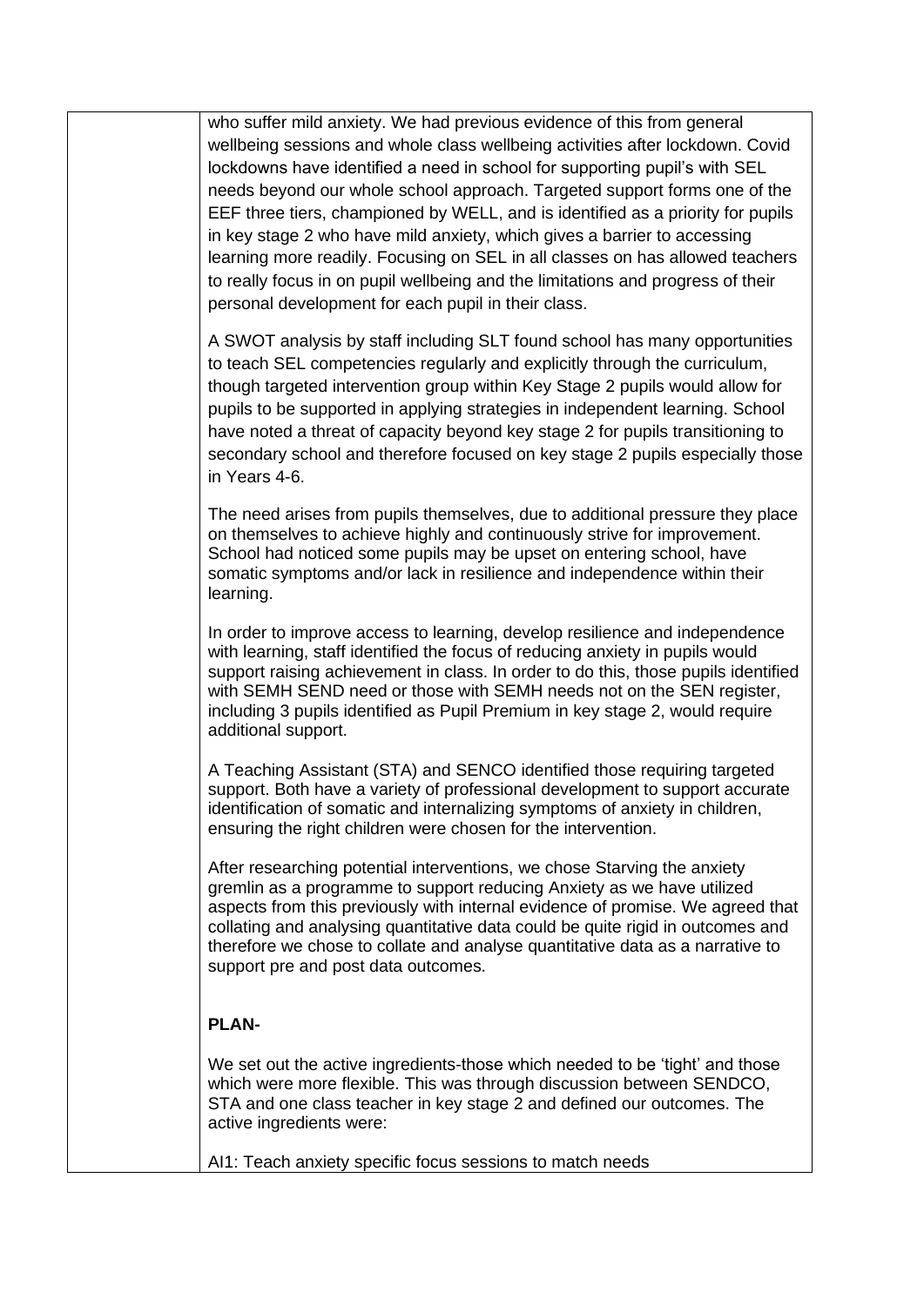who suffer mild anxiety. We had previous evidence of this from general wellbeing sessions and whole class wellbeing activities after lockdown. Covid lockdowns have identified a need in school for supporting pupil's with SEL needs beyond our whole school approach. Targeted support forms one of the EEF three tiers, championed by WELL, and is identified as a priority for pupils in key stage 2 who have mild anxiety, which gives a barrier to accessing learning more readily. Focusing on SEL in all classes on has allowed teachers to really focus in on pupil wellbeing and the limitations and progress of their personal development for each pupil in their class.

A SWOT analysis by staff including SLT found school has many opportunities to teach SEL competencies regularly and explicitly through the curriculum, though targeted intervention group within Key Stage 2 pupils would allow for pupils to be supported in applying strategies in independent learning. School have noted a threat of capacity beyond key stage 2 for pupils transitioning to secondary school and therefore focused on key stage 2 pupils especially those in Years 4-6.

The need arises from pupils themselves, due to additional pressure they place on themselves to achieve highly and continuously strive for improvement. School had noticed some pupils may be upset on entering school, have somatic symptoms and/or lack in resilience and independence within their learning.

In order to improve access to learning, develop resilience and independence with learning, staff identified the focus of reducing anxiety in pupils would support raising achievement in class. In order to do this, those pupils identified with SEMH SEND need or those with SEMH needs not on the SEN register, including 3 pupils identified as Pupil Premium in key stage 2, would require additional support.

A Teaching Assistant (STA) and SENCO identified those requiring targeted support. Both have a variety of professional development to support accurate identification of somatic and internalizing symptoms of anxiety in children, ensuring the right children were chosen for the intervention.

After researching potential interventions, we chose Starving the anxiety gremlin as a programme to support reducing Anxiety as we have utilized aspects from this previously with internal evidence of promise. We agreed that collating and analysing quantitative data could be quite rigid in outcomes and therefore we chose to collate and analyse quantitative data as a narrative to support pre and post data outcomes.

**PLAN-**

We set out the active ingredients-those which needed to be 'tight' and those which were more flexible. This was through discussion between SENDCO, STA and one class teacher in key stage 2 and defined our outcomes. The active ingredients were:

AI1: Teach anxiety specific focus sessions to match needs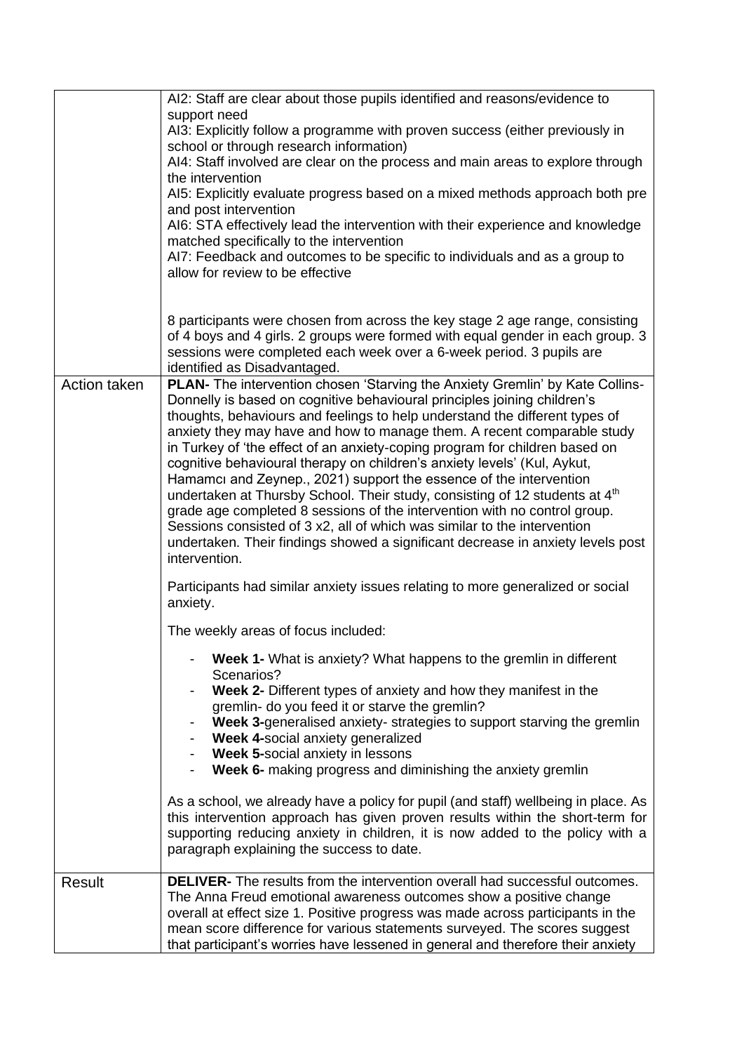| | |
|---|---|
| | AI2: Staff are clear about those pupils identified and reasons/evidence to support need<br>AI3: Explicitly follow a programme with proven success (either previously in school or through research information)<br>AI4: Staff involved are clear on the process and main areas to explore through the intervention<br>AI5: Explicitly evaluate progress based on a mixed methods approach both pre and post intervention<br>AI6: STA effectively lead the intervention with their experience and knowledge matched specifically to the intervention<br>AI7: Feedback and outcomes to be specific to individuals and as a group to allow for review to be effective<br><br>8 participants were chosen from across the key stage 2 age range, consisting of 4 boys and 4 girls. 2 groups were formed with equal gender in each group. 3 sessions were completed each week over a 6-week period. 3 pupils are identified as Disadvantaged. |
| Action taken | **PLAN-** The intervention chosen 'Starving the Anxiety Gremlin' by Kate Collins-Donnelly is based on cognitive behavioural principles joining children's thoughts, behaviours and feelings to help understand the different types of anxiety they may have and how to manage them. A recent comparable study in Turkey of 'the effect of an anxiety-coping program for children based on cognitive behavioural therapy on children's anxiety levels' (Kul, Aykut, Hamamcı and Zeynep., 2021) support the essence of the intervention undertaken at Thursby School. Their study, consisting of 12 students at 4th grade age completed 8 sessions of the intervention with no control group. Sessions consisted of 3 x2, all of which was similar to the intervention undertaken. Their findings showed a significant decrease in anxiety levels post intervention.<br><br>Participants had similar anxiety issues relating to more generalized or social anxiety.<br><br>The weekly areas of focus included:<br><br>- **Week 1-** What is anxiety? What happens to the gremlin in different Scenarios?<br>- **Week 2-** Different types of anxiety and how they manifest in the gremlin- do you feed it or starve the gremlin?<br>- **Week 3-**generalised anxiety- strategies to support starving the gremlin<br>- **Week 4-**social anxiety generalized<br>- **Week 5-**social anxiety in lessons<br>- **Week 6-** making progress and diminishing the anxiety gremlin<br><br>As a school, we already have a policy for pupil (and staff) wellbeing in place. As this intervention approach has given proven results within the short-term for supporting reducing anxiety in children, it is now added to the policy with a paragraph explaining the success to date. |
| Result | **DELIVER-** The results from the intervention overall had successful outcomes. The Anna Freud emotional awareness outcomes show a positive change overall at effect size 1. Positive progress was made across participants in the mean score difference for various statements surveyed. The scores suggest that participant's worries have lessened in general and therefore their anxiety |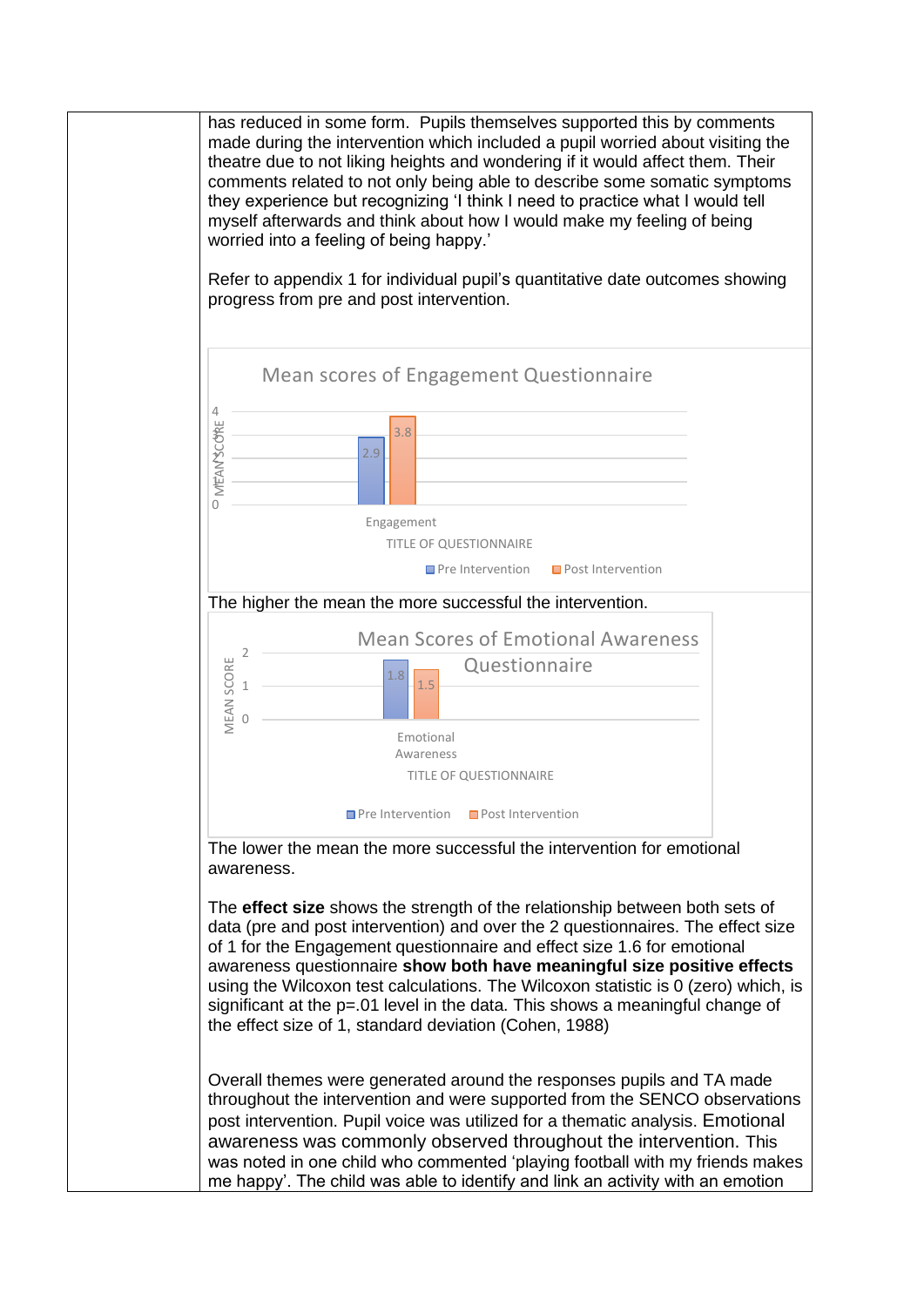has reduced in some form. Pupils themselves supported this by comments made during the intervention which included a pupil worried about visiting the theatre due to not liking heights and wondering if it would affect them. Their comments related to not only being able to describe some somatic symptoms they experience but recognizing 'I think I need to practice what I would tell myself afterwards and think about how I would make my feeling of being worried into a feeling of being happy.'

Refer to appendix 1 for individual pupil's quantitative date outcomes showing progress from pre and post intervention.

**Mean scores of Engagement Questionnaire**

| TITLE OF QUESTIONNAIRE | Pre Intervention | Post Intervention |
|---|---|---|
| Engagement | 2.9 | 3.8 |

The higher the mean the more successful the intervention.

**Mean Scores of Emotional Awareness Questionnaire**

| TITLE OF QUESTIONNAIRE | Pre Intervention | Post Intervention |
|---|---|---|
| Emotional Awareness | 1.8 | 1.5 |

The lower the mean the more successful the intervention for emotional awareness.

The **effect size** shows the strength of the relationship between both sets of data (pre and post intervention) and over the 2 questionnaires. The effect size of 1 for the Engagement questionnaire and effect size 1.6 for emotional awareness questionnaire **show both have meaningful size positive effects** using the Wilcoxon test calculations. The Wilcoxon statistic is 0 (zero) which, is significant at the p=.01 level in the data. This shows a meaningful change of the effect size of 1, standard deviation (Cohen, 1988)

Overall themes were generated around the responses pupils and TA made throughout the intervention and were supported from the SENCO observations post intervention. Pupil voice was utilized for a thematic analysis. Emotional awareness was commonly observed throughout the intervention. This was noted in one child who commented 'playing football with my friends makes me happy'. The child was able to identify and link an activity with an emotion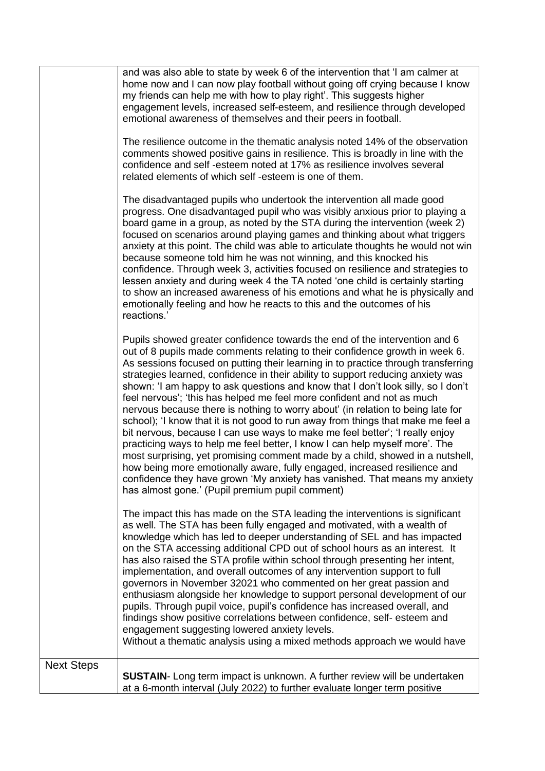| | |
|---|---|
| | and was also able to state by week 6 of the intervention that 'I am calmer at home now and I can now play football without going off crying because I know my friends can help me with how to play right'. This suggests higher engagement levels, increased self-esteem, and resilience through developed emotional awareness of themselves and their peers in football.<br><br>The resilience outcome in the thematic analysis noted 14% of the observation comments showed positive gains in resilience. This is broadly in line with the confidence and self -esteem noted at 17% as resilience involves several related elements of which self -esteem is one of them.<br><br>The disadvantaged pupils who undertook the intervention all made good progress. One disadvantaged pupil who was visibly anxious prior to playing a board game in a group, as noted by the STA during the intervention (week 2) focused on scenarios around playing games and thinking about what triggers anxiety at this point. The child was able to articulate thoughts he would not win because someone told him he was not winning, and this knocked his confidence. Through week 3, activities focused on resilience and strategies to lessen anxiety and during week 4 the TA noted 'one child is certainly starting to show an increased awareness of his emotions and what he is physically and emotionally feeling and how he reacts to this and the outcomes of his reactions.'<br><br>Pupils showed greater confidence towards the end of the intervention and 6 out of 8 pupils made comments relating to their confidence growth in week 6. As sessions focused on putting their learning in to practice through transferring strategies learned, confidence in their ability to support reducing anxiety was shown: 'I am happy to ask questions and know that I don't look silly, so I don't feel nervous'; 'this has helped me feel more confident and not as much nervous because there is nothing to worry about' (in relation to being late for school); 'I know that it is not good to run away from things that make me feel a bit nervous, because I can use ways to make me feel better'; 'I really enjoy practicing ways to help me feel better, I know I can help myself more'. The most surprising, yet promising comment made by a child, showed in a nutshell, how being more emotionally aware, fully engaged, increased resilience and confidence they have grown 'My anxiety has vanished. That means my anxiety has almost gone.' (Pupil premium pupil comment)<br><br>The impact this has made on the STA leading the interventions is significant as well. The STA has been fully engaged and motivated, with a wealth of knowledge which has led to deeper understanding of SEL and has impacted on the STA accessing additional CPD out of school hours as an interest. It has also raised the STA profile within school through presenting her intent, implementation, and overall outcomes of any intervention support to full governors in November 32021 who commented on her great passion and enthusiasm alongside her knowledge to support personal development of our pupils. Through pupil voice, pupil's confidence has increased overall, and findings show positive correlations between confidence, self- esteem and engagement suggesting lowered anxiety levels.<br>Without a thematic analysis using a mixed methods approach we would have |
| Next Steps | **SUSTAIN**- Long term impact is unknown. A further review will be undertaken at a 6-month interval (July 2022) to further evaluate longer term positive |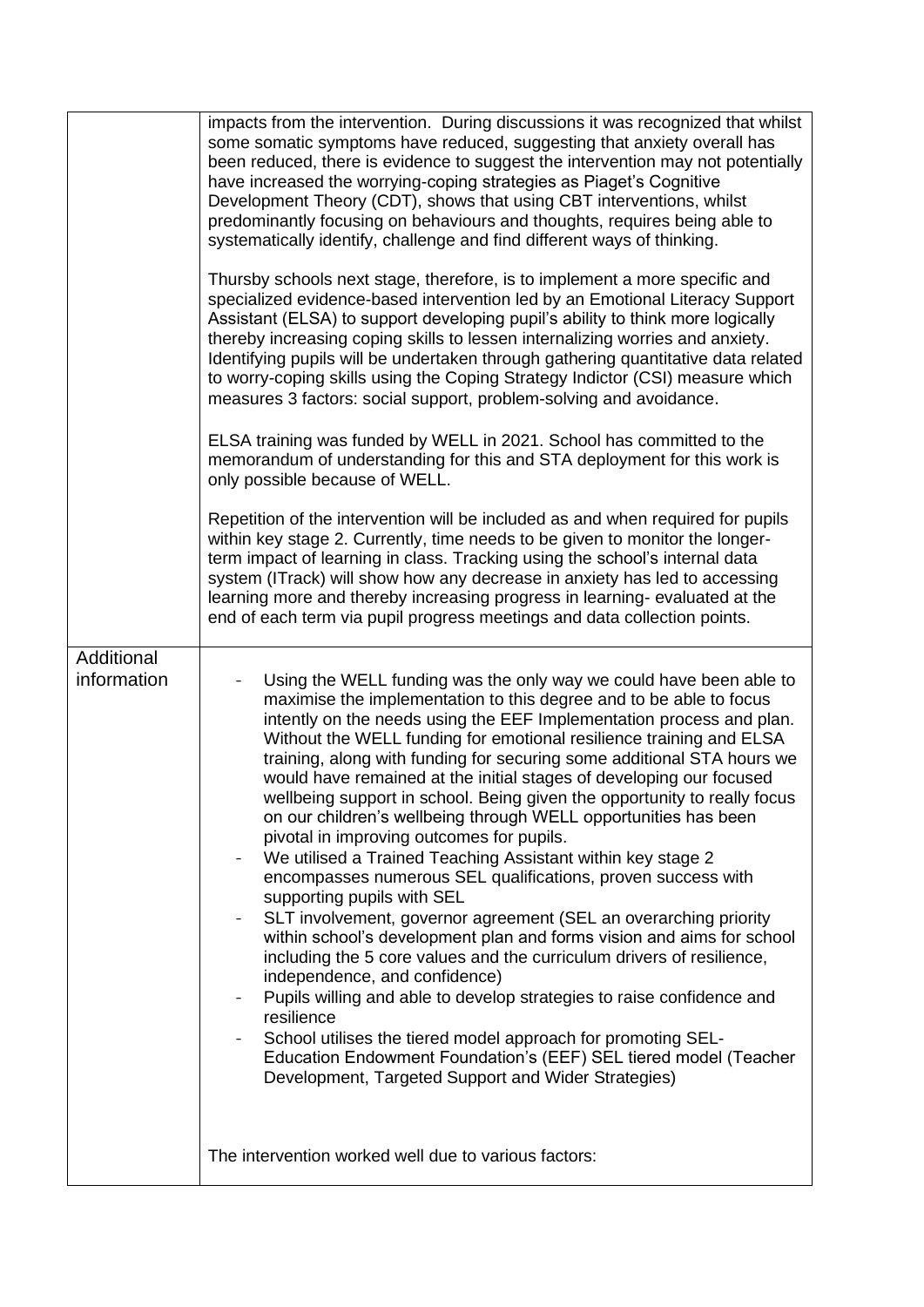| | |
|---|---|
| | impacts from the intervention. During discussions it was recognized that whilst some somatic symptoms have reduced, suggesting that anxiety overall has been reduced, there is evidence to suggest the intervention may not potentially have increased the worrying-coping strategies as Piaget's Cognitive Development Theory (CDT), shows that using CBT interventions, whilst predominantly focusing on behaviours and thoughts, requires being able to systematically identify, challenge and find different ways of thinking.<br><br>Thursby schools next stage, therefore, is to implement a more specific and specialized evidence-based intervention led by an Emotional Literacy Support Assistant (ELSA) to support developing pupil's ability to think more logically thereby increasing coping skills to lessen internalizing worries and anxiety. Identifying pupils will be undertaken through gathering quantitative data related to worry-coping skills using the Coping Strategy Indictor (CSI) measure which measures 3 factors: social support, problem-solving and avoidance.<br><br>ELSA training was funded by WELL in 2021. School has committed to the memorandum of understanding for this and STA deployment for this work is only possible because of WELL.<br><br>Repetition of the intervention will be included as and when required for pupils within key stage 2. Currently, time needs to be given to monitor the longer-term impact of learning in class. Tracking using the school's internal data system (ITrack) will show how any decrease in anxiety has led to accessing learning more and thereby increasing progress in learning- evaluated at the end of each term via pupil progress meetings and data collection points. |
| Additional information | - Using the WELL funding was the only way we could have been able to maximise the implementation to this degree and to be able to focus intently on the needs using the EEF Implementation process and plan. Without the WELL funding for emotional resilience training and ELSA training, along with funding for securing some additional STA hours we would have remained at the initial stages of developing our focused wellbeing support in school. Being given the opportunity to really focus on our children's wellbeing through WELL opportunities has been pivotal in improving outcomes for pupils.<br>- We utilised a Trained Teaching Assistant within key stage 2 encompasses numerous SEL qualifications, proven success with supporting pupils with SEL<br>- SLT involvement, governor agreement (SEL an overarching priority within school's development plan and forms vision and aims for school including the 5 core values and the curriculum drivers of resilience, independence, and confidence)<br>- Pupils willing and able to develop strategies to raise confidence and resilience<br>- School utilises the tiered model approach for promoting SEL- Education Endowment Foundation's (EEF) SEL tiered model (Teacher Development, Targeted Support and Wider Strategies)<br><br>The intervention worked well due to various factors: |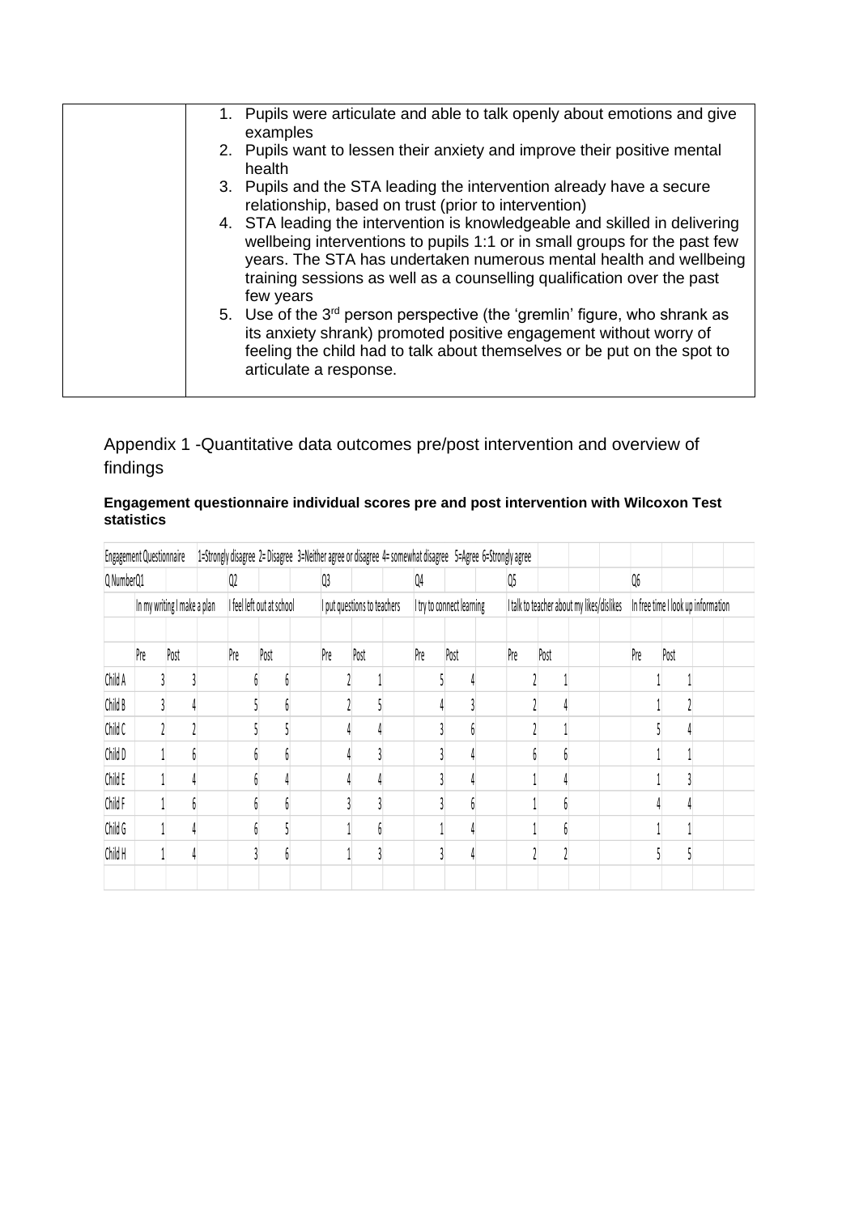| | 1. Pupils were articulate and able to talk openly about emotions and give examples<br>2. Pupils want to lessen their anxiety and improve their positive mental health<br>3. Pupils and the STA leading the intervention already have a secure relationship, based on trust (prior to intervention)<br>4. STA leading the intervention is knowledgeable and skilled in delivering wellbeing interventions to pupils 1:1 or in small groups for the past few years. The STA has undertaken numerous mental health and wellbeing training sessions as well as a counselling qualification over the past few years<br>5. Use of the 3rd person perspective (the 'gremlin' figure, who shrank as its anxiety shrank) promoted positive engagement without worry of feeling the child had to talk about themselves or be put on the spot to articulate a response. |
|---|---|

Appendix 1 -Quantitative data outcomes pre/post intervention and overview of findings

**Engagement questionnaire individual scores pre and post intervention with Wilcoxon Test statistics**

| Engagement Questionnaire | 1=Strongly disagree 2= Disagree 3=Neither agree or disagree 4= somewhat disagree 5=Agree 6=Strongly agree | | | | | | | | | | | | | | | | | | | |
|---|---|---|---|---|---|---|---|---|---|---|---|---|---|---|---|---|---|---|---|---|
| Q NumberQ1 | | | | Q2 | | | Q3 | | | Q4 | | | Q5 | | | | Q6 | | | |
| | In my writing I make a plan | | | I feel left out at school | | | I put questions to teachers | | | I try to connect learning | | | I talk to teacher about my likes/dislikes | | | | In free time I look up information | | | |
| | | | | | | | | | | | | | | | | | | | | |
| | Pre | Post | | Pre | Post | | Pre | Post | | Pre | Post | | Pre | Post | | | Pre | Post | | |
| Child A | 3 | 3 | | 6 | 6 | | 2 | 1 | | 5 | 4 | | 2 | 1 | | | 1 | 1 | | |
| Child B | 3 | 4 | | 5 | 6 | | 2 | 5 | | 4 | 3 | | 2 | 4 | | | 1 | 2 | | |
| Child C | 2 | 2 | | 5 | 5 | | 4 | 4 | | 3 | 6 | | 2 | 1 | | | 5 | 4 | | |
| Child D | 1 | 6 | | 6 | 6 | | 4 | 3 | | 3 | 4 | | 6 | 6 | | | 1 | 1 | | |
| Child E | 1 | 4 | | 6 | 4 | | 4 | 4 | | 3 | 4 | | 1 | 4 | | | 1 | 3 | | |
| Child F | 1 | 6 | | 6 | 6 | | 3 | 3 | | 3 | 6 | | 1 | 6 | | | 4 | 4 | | |
| Child G | 1 | 4 | | 6 | 5 | | 1 | 6 | | 1 | 4 | | 1 | 6 | | | 1 | 1 | | |
| Child H | 1 | 4 | | 3 | 6 | | 1 | 3 | | 3 | 4 | | 2 | 2 | | | 5 | 5 | | |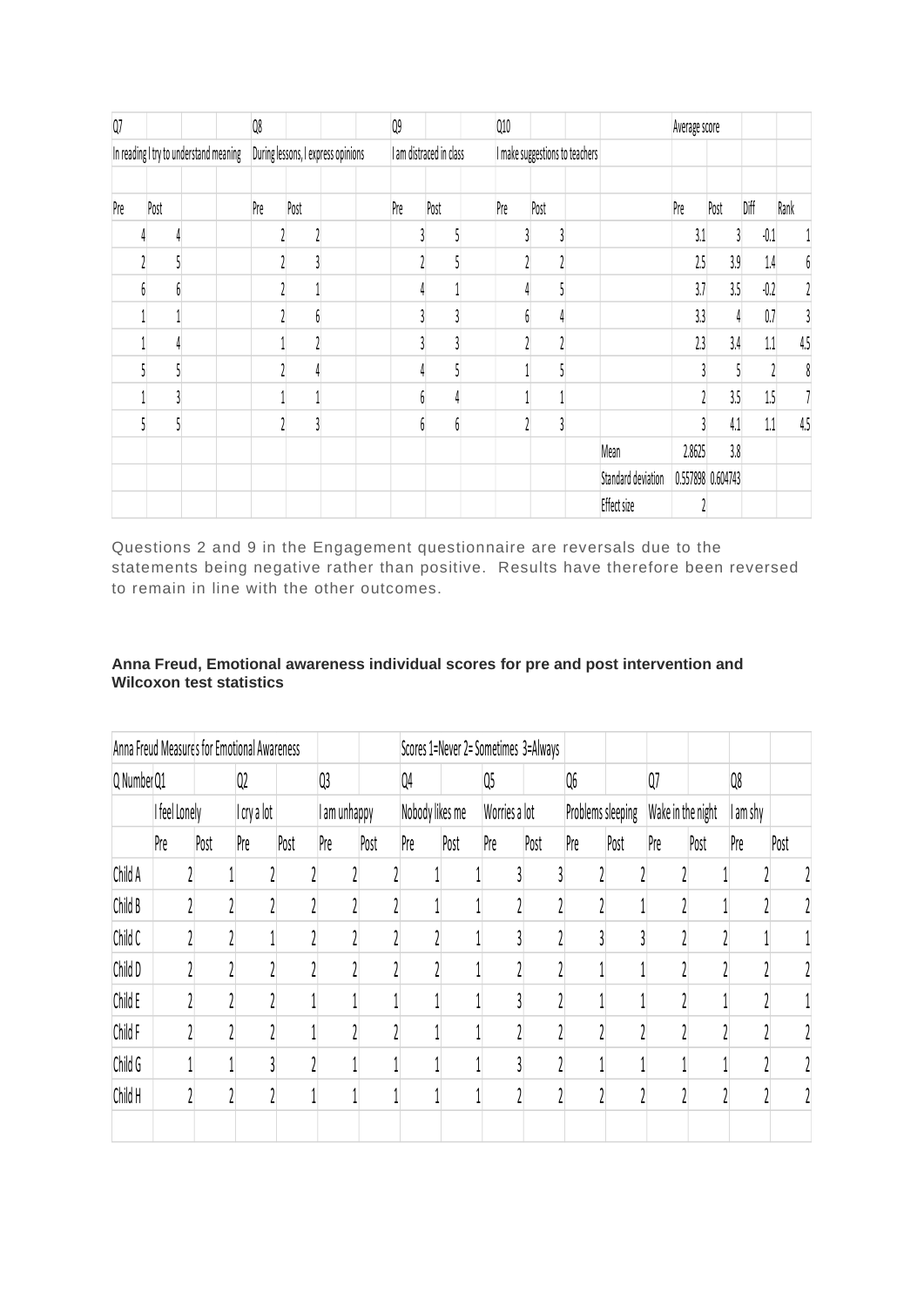| Q7 | | | | Q8 | | | | Q9 | | | Q10 | | | | Average score | | | |
|---|---|---|---|---|---|---|---|---|---|---|---|---|---|---|---|---|---|---|
| In reading I try to understand meaning | | | | During lessons, I express opinions | | | | I am distracted in class | | | I make suggestions to teachers | | | | | | | |
| | | | | | | | | | | | | | | | | | | |
| Pre | Post | | | Pre | Post | | | Pre | Post | | Pre | Post | | | Pre | Post | Diff | Rank |
| 4 | 4 | | | 2 | 2 | | | 3 | 5 | | 3 | 3 | | | 3.1 | 3 | -0.1 | 1 |
| 2 | 5 | | | 2 | 3 | | | 2 | 5 | | 2 | 2 | | | 2.5 | 3.9 | 1.4 | 6 |
| 6 | 6 | | | 2 | 1 | | | 4 | 1 | | 4 | 5 | | | 3.7 | 3.5 | -0.2 | 2 |
| 1 | 1 | | | 2 | 6 | | | 3 | 3 | | 6 | 4 | | | 3.3 | 4 | 0.7 | 3 |
| 1 | 4 | | | 1 | 2 | | | 3 | 3 | | 2 | 2 | | | 2.3 | 3.4 | 1.1 | 4.5 |
| 5 | 5 | | | 2 | 4 | | | 4 | 5 | | 1 | 5 | | | 3 | 5 | 2 | 8 |
| 1 | 3 | | | 1 | 1 | | | 6 | 4 | | 1 | 1 | | | 2 | 3.5 | 1.5 | 7 |
| 5 | 5 | | | 2 | 3 | | | 6 | 6 | | 2 | 3 | | | 3 | 4.1 | 1.1 | 4.5 |
| | | | | | | | | | | | | | | Mean | 2.8625 | 3.8 | | |
| | | | | | | | | | | | | | | Standard deviation | 0.557898 | 0.604743 | | |
| | | | | | | | | | | | | | | Effect size | 2 | | | |

Questions 2 and 9 in the Engagement questionnaire are reversals due to the statements being negative rather than positive. Results have therefore been reversed to remain in line with the other outcomes.

**Anna Freud, Emotional awareness individual scores for pre and post intervention and Wilcoxon test statistics**

| Anna Freud Measures for Emotional Awareness | | | | | | | Scores 1=Never 2= Sometimes 3=Always | | | | | | | | | |
|---|---|---|---|---|---|---|---|---|---|---|---|---|---|---|---|---|
| Q Number | Q1 | | Q2 | | Q3 | | Q4 | | Q5 | | Q6 | | Q7 | | Q8 | |
| | I feel Lonely | | I cry a lot | | I am unhappy | | Nobody likes me | | Worries a lot | | Problems sleeping | | Wake in the night | | I am shy | |
| | Pre | Post | Pre | Post | Pre | Post | Pre | Post | Pre | Post | Pre | Post | Pre | Post | Pre | Post |
| Child A | 2 | 1 | 2 | 2 | 2 | 2 | 1 | 1 | 3 | 3 | 2 | 2 | 2 | 1 | 2 | 2 |
| Child B | 2 | 2 | 2 | 2 | 2 | 2 | 1 | 1 | 2 | 2 | 2 | 1 | 2 | 1 | 2 | 2 |
| Child C | 2 | 2 | 1 | 2 | 2 | 2 | 2 | 1 | 3 | 2 | 3 | 3 | 2 | 2 | 1 | 1 |
| Child D | 2 | 2 | 2 | 2 | 2 | 2 | 2 | 1 | 2 | 2 | 1 | 1 | 2 | 2 | 2 | 2 |
| Child E | 2 | 2 | 2 | 1 | 1 | 1 | 1 | 1 | 3 | 2 | 1 | 1 | 2 | 1 | 2 | 1 |
| Child F | 2 | 2 | 2 | 1 | 2 | 2 | 1 | 1 | 2 | 2 | 2 | 2 | 2 | 2 | 2 | 2 |
| Child G | 1 | 1 | 3 | 2 | 1 | 1 | 1 | 1 | 3 | 2 | 1 | 1 | 1 | 1 | 2 | 2 |
| Child H | 2 | 2 | 2 | 1 | 1 | 1 | 1 | 1 | 2 | 2 | 2 | 2 | 2 | 2 | 2 | 2 |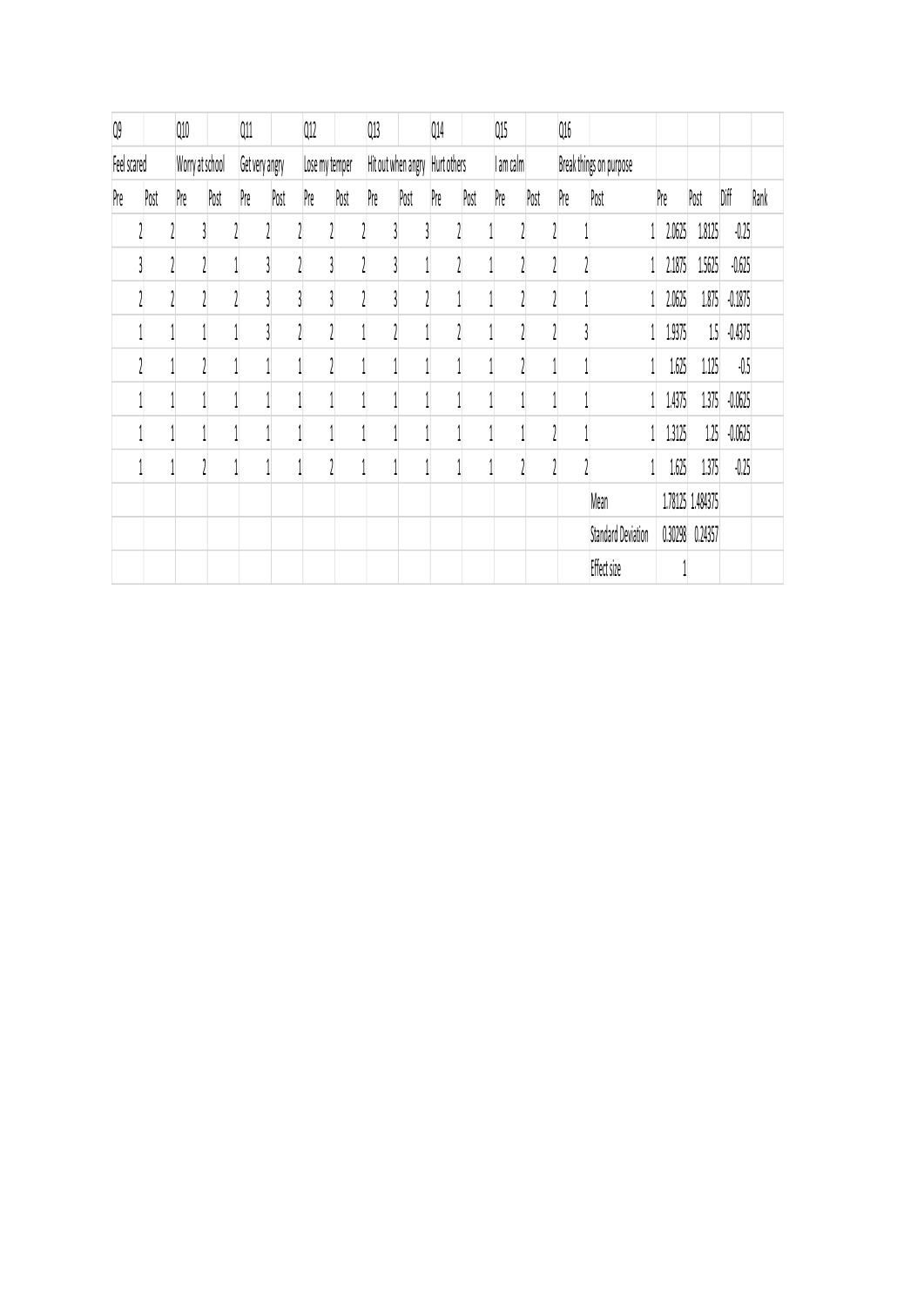| Q9 | | Q10 | | Q11 | | Q12 | | Q13 | | Q14 | | Q15 | | Q16 | | | | | |
|---|---|---|---|---|---|---|---|---|---|---|---|---|---|---|---|---|---|---|---|
| Feel scared | | Worry at school | | Get very angry | | Lose my temper | | Hit out when angry | | Hurt others | | I am calm | | Break things on purpose | | | | | |
| Pre | Post | Pre | Post | Pre | Post | Pre | Post | Pre | Post | Pre | Post | Pre | Post | Pre | Post | Pre | Post | Diff | Rank |
| 2 | 2 | 3 | 2 | 2 | 2 | 2 | 2 | 3 | 3 | 2 | 1 | 2 | 2 | 1 | 1 | 2.0625 | 1.8125 | -0.25 | |
| 3 | 2 | 2 | 1 | 3 | 2 | 3 | 2 | 3 | 1 | 2 | 1 | 2 | 2 | 2 | 1 | 2.1875 | 1.5625 | -0.625 | |
| 2 | 2 | 2 | 2 | 3 | 3 | 3 | 2 | 3 | 2 | 1 | 1 | 2 | 2 | 1 | 1 | 2.0625 | 1.875 | -0.1875 | |
| 1 | 1 | 1 | 1 | 3 | 2 | 2 | 1 | 2 | 1 | 2 | 1 | 2 | 2 | 3 | 1 | 1.9375 | 1.5 | -0.4375 | |
| 2 | 1 | 2 | 1 | 1 | 1 | 2 | 1 | 1 | 1 | 1 | 1 | 2 | 1 | 1 | 1 | 1.625 | 1.125 | -0.5 | |
| 1 | 1 | 1 | 1 | 1 | 1 | 1 | 1 | 1 | 1 | 1 | 1 | 1 | 1 | 1 | 1 | 1.4375 | 1.375 | -0.0625 | |
| 1 | 1 | 1 | 1 | 1 | 1 | 1 | 1 | 1 | 1 | 1 | 1 | 1 | 2 | 1 | 1 | 1.3125 | 1.25 | -0.0625 | |
| 1 | 1 | 2 | 1 | 1 | 1 | 2 | 1 | 1 | 1 | 1 | 1 | 2 | 2 | 2 | 1 | 1.625 | 1.375 | -0.25 | |
| | | | | | | | | | | | | | | | Mean | 1.78125 | 1.484375 | | |
| | | | | | | | | | | | | | | | Standard Deviation | 0.30298 | 0.24357 | | |
| | | | | | | | | | | | | | | | Effect size | 1 | | | |